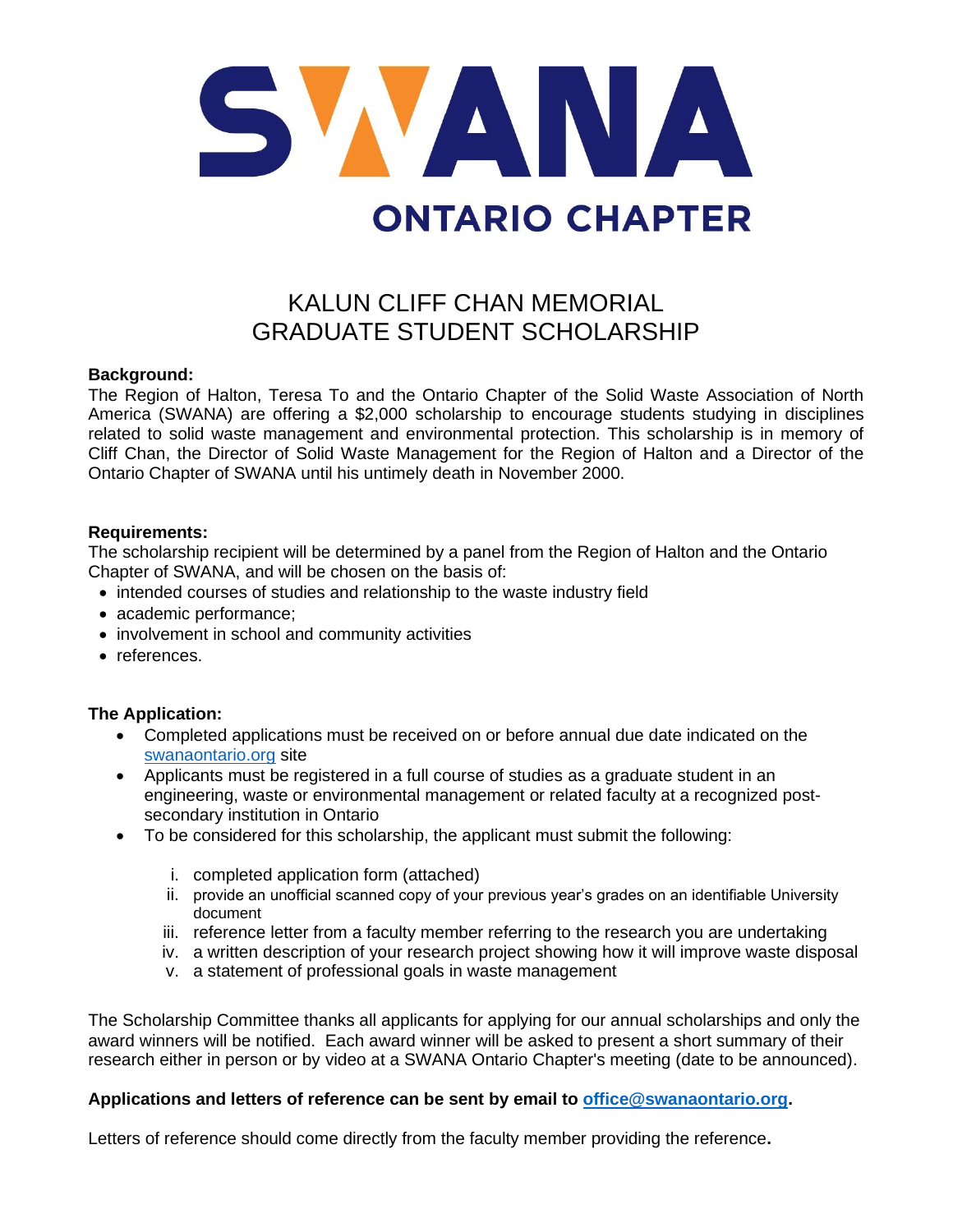# SWANA ONTARIO CHAPTER

## KALUN CLIFF CHAN MEMORIAL GRADUATE STUDENT SCHOLARSHIP

**Background:**
The Region of Halton, Teresa To and the Ontario Chapter of the Solid Waste Association of North America (SWANA) are offering a $2,000 scholarship to encourage students studying in disciplines related to solid waste management and environmental protection. This scholarship is in memory of Cliff Chan, the Director of Solid Waste Management for the Region of Halton and a Director of the Ontario Chapter of SWANA until his untimely death in November 2000.

**Requirements:**
The scholarship recipient will be determined by a panel from the Region of Halton and the Ontario Chapter of SWANA, and will be chosen on the basis of:

- intended courses of studies and relationship to the waste industry field
- academic performance;
- involvement in school and community activities
- references.

**The Application:**

- Completed applications must be received on or before annual due date indicated on the swanaontario.org site
- Applicants must be registered in a full course of studies as a graduate student in an engineering, waste or environmental management or related faculty at a recognized post-secondary institution in Ontario
- To be considered for this scholarship, the applicant must submit the following:
    1. completed application form (attached)
    2. provide an unofficial scanned copy of your previous year's grades on an identifiable University document
    3. reference letter from a faculty member referring to the research you are undertaking
    4. a written description of your research project showing how it will improve waste disposal
    5. a statement of professional goals in waste management

The Scholarship Committee thanks all applicants for applying for our annual scholarships and only the award winners will be notified. Each award winner will be asked to present a short summary of their research either in person or by video at a SWANA Ontario Chapter's meeting (date to be announced).

**Applications and letters of reference can be sent by email to office@swanaontario.org.**

Letters of reference should come directly from the faculty member providing the reference**.**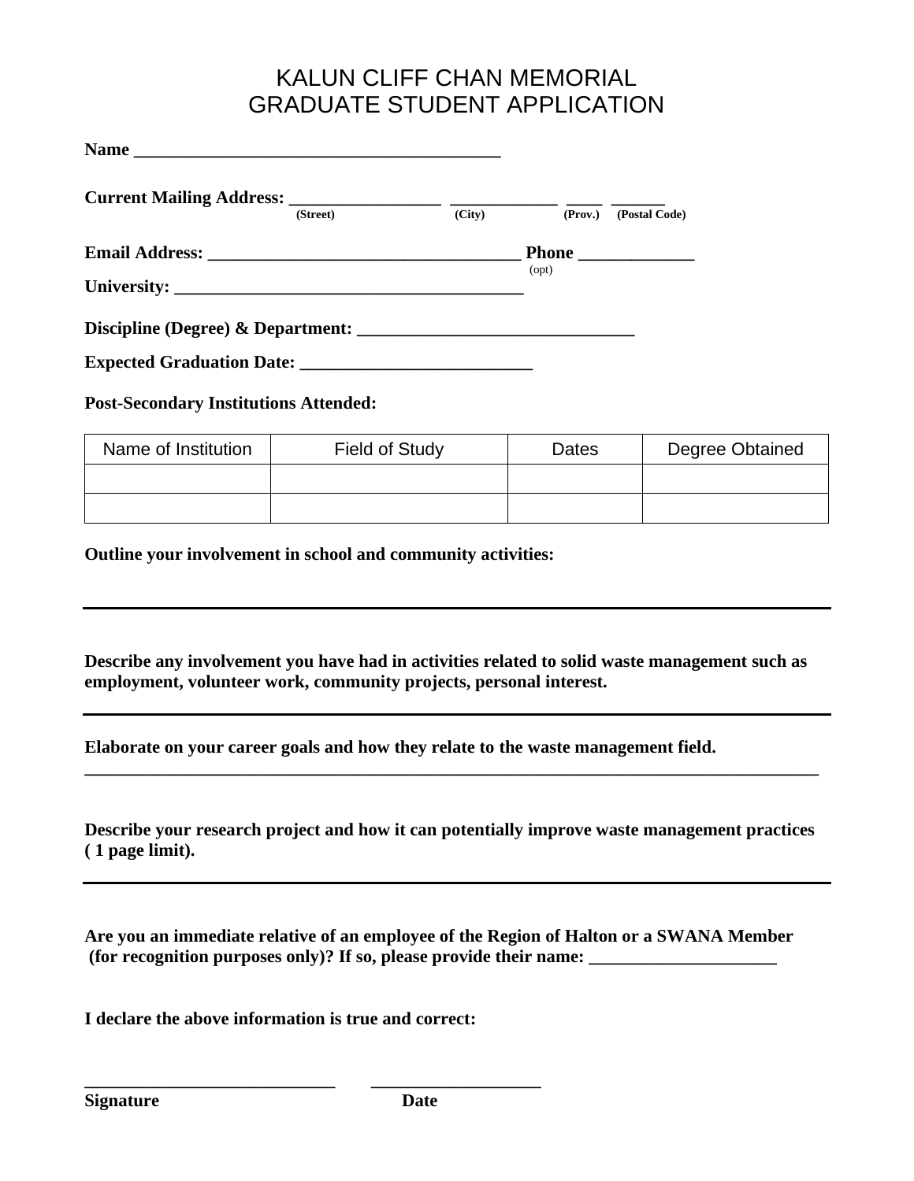# KALUN CLIFF CHAN MEMORIAL
# GRADUATE STUDENT APPLICATION

**Name ___________________________________________**

**Current Mailing Address: _________________ ____________ ____ ______**
(Street) (City) (Prov.) (Postal Code)

**Email Address: ____________________________________ Phone _____________**
(opt)

**University: _________________________________________**

**Discipline (Degree) & Department: ________________________________**

**Expected Graduation Date: ___________________________**

**Post-Secondary Institutions Attended:**

| Name of Institution | Field of Study | Dates | Degree Obtained |
|---|---|---|---|
| | | | |
| | | | |

**Outline your involvement in school and community activities:**

---

**Describe any involvement you have had in activities related to solid waste management such as employment, volunteer work, community projects, personal interest.**

---

**Elaborate on your career goals and how they relate to the waste management field.**

---

**Describe your research project and how it can potentially improve waste management practices ( 1 page limit).**

---

**Are you an immediate relative of an employee of the Region of Halton or a SWANA Member (for recognition purposes only)? If so, please provide their name: ______________________**

**I declare the above information is true and correct:**

_____________________________ ____________________

**Signature** **Date**